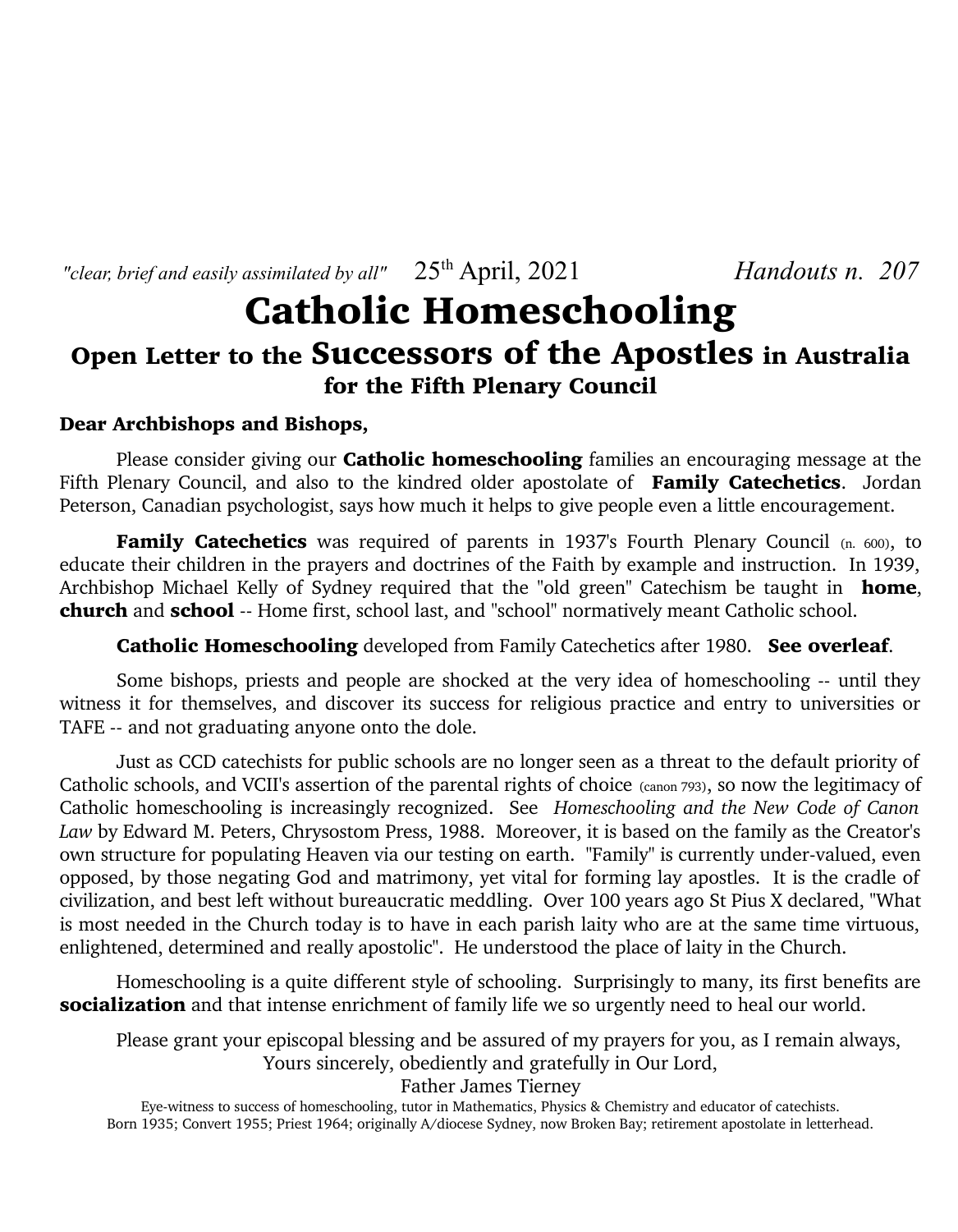*"clear, brief and easily assimilated by all"* 25th April, 2021 *Handouts n. 207*

# Catholic Homeschooling

## Open Letter to the Successors of the Apostles in Australia for the Fifth Plenary Council

**Dear Archbishops and Bishops,**

Please consider giving our **Catholic homeschooling** families an encouraging message at the Fifth Plenary Council, and also to the kindred older apostolate of **Family Catechetics**. Jordan Peterson, Canadian psychologist, says how much it helps to give people even a little encouragement.

**Family Catechetics** was required of parents in 1937's Fourth Plenary Council (n. 600), to educate their children in the prayers and doctrines of the Faith by example and instruction. In 1939, Archbishop Michael Kelly of Sydney required that the "old green" Catechism be taught in **home**, **church** and **school** -- Home first, school last, and "school" normatively meant Catholic school.

**Catholic Homeschooling** developed from Family Catechetics after 1980. **See overleaf**.

Some bishops, priests and people are shocked at the very idea of homeschooling -- until they witness it for themselves, and discover its success for religious practice and entry to universities or TAFE -- and not graduating anyone onto the dole.

Just as CCD catechists for public schools are no longer seen as a threat to the default priority of Catholic schools, and VCII's assertion of the parental rights of choice (canon 793), so now the legitimacy of Catholic homeschooling is increasingly recognized. See *Homeschooling and the New Code of Canon Law* by Edward M. Peters, Chrysostom Press, 1988. Moreover, it is based on the family as the Creator's own structure for populating Heaven via our testing on earth. "Family" is currently under-valued, even opposed, by those negating God and matrimony, yet vital for forming lay apostles. It is the cradle of civilization, and best left without bureaucratic meddling. Over 100 years ago St Pius X declared, "What is most needed in the Church today is to have in each parish laity who are at the same time virtuous, enlightened, determined and really apostolic". He understood the place of laity in the Church.

Homeschooling is a quite different style of schooling. Surprisingly to many, its first benefits are **socialization** and that intense enrichment of family life we so urgently need to heal our world.

Please grant your episcopal blessing and be assured of my prayers for you, as I remain always,
Yours sincerely, obediently and gratefully in Our Lord,
Father James Tierney

Eye-witness to success of homeschooling, tutor in Mathematics, Physics & Chemistry and educator of catechists.
Born 1935; Convert 1955; Priest 1964; originally A/diocese Sydney, now Broken Bay; retirement apostolate in letterhead.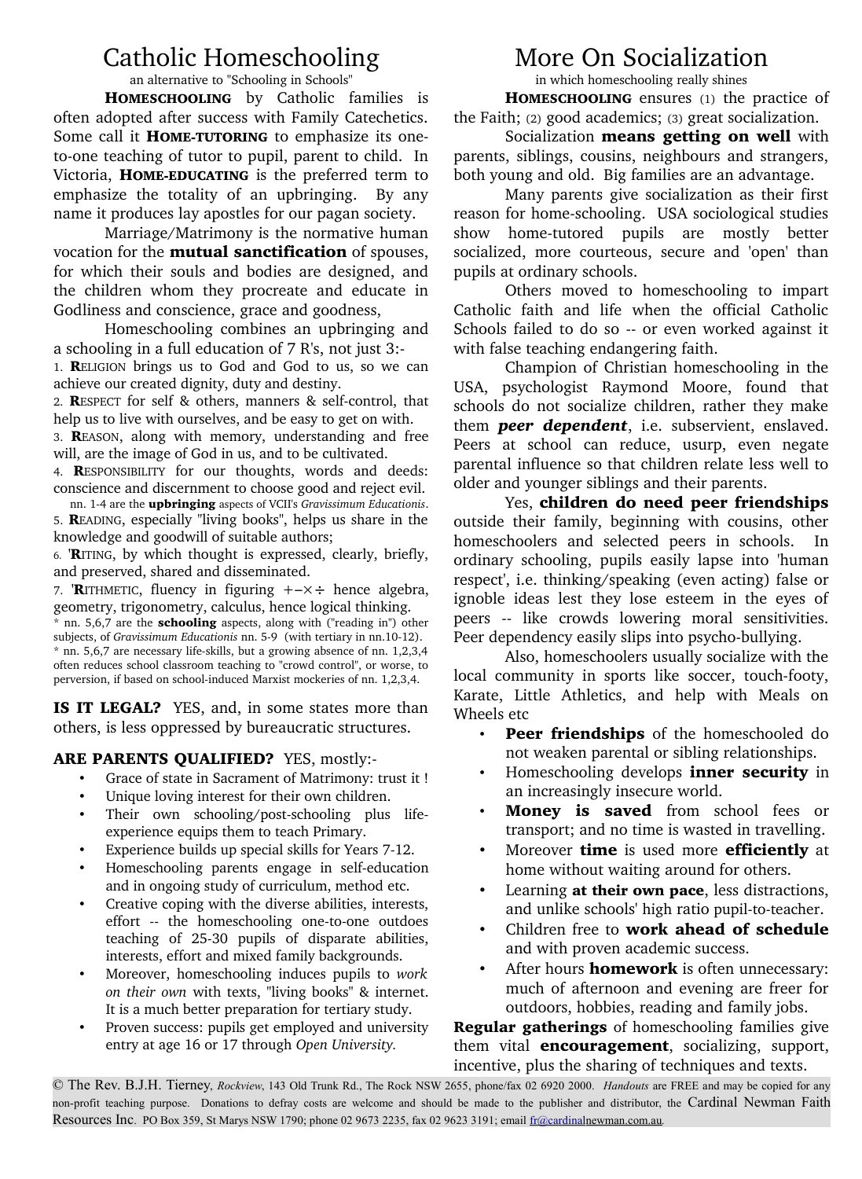# Catholic Homeschooling

an alternative to "Schooling in Schools"

**Homeschooling** by Catholic families is often adopted after success with Family Catechetics. Some call it **Home-tutoring** to emphasize its one-to-one teaching of tutor to pupil, parent to child. In Victoria, **Home-educating** is the preferred term to emphasize the totality of an upbringing. By any name it produces lay apostles for our pagan society.

Marriage/Matrimony is the normative human vocation for the **mutual sanctification** of spouses, for which their souls and bodies are designed, and the children whom they procreate and educate in Godliness and conscience, grace and goodness,

Homeschooling combines an upbringing and a schooling in a full education of 7 R's, not just 3:-

1. **R**eligion brings us to God and God to us, so we can achieve our created dignity, duty and destiny.
2. **R**espect for self & others, manners & self-control, that help us to live with ourselves, and be easy to get on with.
3. **R**eason, along with memory, understanding and free will, are the image of God in us, and to be cultivated.
4. **R**esponsibility for our thoughts, words and deeds: conscience and discernment to choose good and reject evil.

nn. 1-4 are the **upbringing** aspects of VCII's *Gravissimum Educationis*.

5. **R**eading, especially "living books", helps us share in the knowledge and goodwill of suitable authors;
6. '**R**iting, by which thought is expressed, clearly, briefly, and preserved, shared and disseminated.
7. '**R**ithmetic, fluency in figuring +−×÷ hence algebra, geometry, trigonometry, calculus, hence logical thinking.

\* nn. 5,6,7 are the **schooling** aspects, along with ("reading in") other subjects, of *Gravissimum Educationis* nn. 5-9 (with tertiary in nn.10-12).

\* nn. 5,6,7 are necessary life-skills, but a growing absence of nn. 1,2,3,4 often reduces school classroom teaching to "crowd control", or worse, to perversion, if based on school-induced Marxist mockeries of nn. 1,2,3,4.

**IS IT LEGAL?** YES, and, in some states more than others, is less oppressed by bureaucratic structures.

**ARE PARENTS QUALIFIED?** YES, mostly:-

- Grace of state in Sacrament of Matrimony: trust it !
- Unique loving interest for their own children.
- Their own schooling/post-schooling plus life-experience equips them to teach Primary.
- Experience builds up special skills for Years 7-12.
- Homeschooling parents engage in self-education and in ongoing study of curriculum, method etc.
- Creative coping with the diverse abilities, interests, effort -- the homeschooling one-to-one outdoes teaching of 25-30 pupils of disparate abilities, interests, effort and mixed family backgrounds.
- Moreover, homeschooling induces pupils to *work on their own* with texts, "living books" & internet. It is a much better preparation for tertiary study.
- Proven success: pupils get employed and university entry at age 16 or 17 through *Open University*.

# More On Socialization

in which homeschooling really shines

**Homeschooling** ensures (1) the practice of the Faith; (2) good academics; (3) great socialization.

Socialization **means getting on well** with parents, siblings, cousins, neighbours and strangers, both young and old. Big families are an advantage.

Many parents give socialization as their first reason for home-schooling. USA sociological studies show home-tutored pupils are mostly better socialized, more courteous, secure and 'open' than pupils at ordinary schools.

Others moved to homeschooling to impart Catholic faith and life when the official Catholic Schools failed to do so -- or even worked against it with false teaching endangering faith.

Champion of Christian homeschooling in the USA, psychologist Raymond Moore, found that schools do not socialize children, rather they make them ***peer dependent***, i.e. subservient, enslaved. Peers at school can reduce, usurp, even negate parental influence so that children relate less well to older and younger siblings and their parents.

Yes, **children do need peer friendships** outside their family, beginning with cousins, other homeschoolers and selected peers in schools. In ordinary schooling, pupils easily lapse into 'human respect', i.e. thinking/speaking (even acting) false or ignoble ideas lest they lose esteem in the eyes of peers -- like crowds lowering moral sensitivities. Peer dependency easily slips into psycho-bullying.

Also, homeschoolers usually socialize with the local community in sports like soccer, touch-footy, Karate, Little Athletics, and help with Meals on Wheels etc

- **Peer friendships** of the homeschooled do not weaken parental or sibling relationships.
- Homeschooling develops **inner security** in an increasingly insecure world.
- **Money is saved** from school fees or transport; and no time is wasted in travelling.
- Moreover **time** is used more **efficiently** at home without waiting around for others.
- Learning **at their own pace**, less distractions, and unlike schools' high ratio pupil-to-teacher.
- Children free to **work ahead of schedule** and with proven academic success.
- After hours **homework** is often unnecessary: much of afternoon and evening are freer for outdoors, hobbies, reading and family jobs.

**Regular gatherings** of homeschooling families give them vital **encouragement**, socializing, support, incentive, plus the sharing of techniques and texts.

© The Rev. B.J.H. Tierney, *Rockview*, 143 Old Trunk Rd., The Rock NSW 2655, phone/fax 02 6920 2000. *Handouts* are FREE and may be copied for any non-profit teaching purpose. Donations to defray costs are welcome and should be made to the publisher and distributor, the Cardinal Newman Faith Resources Inc. PO Box 359, St Marys NSW 1790; phone 02 9673 2235, fax 02 9623 3191; email fr@cardinalnewman.com.au.